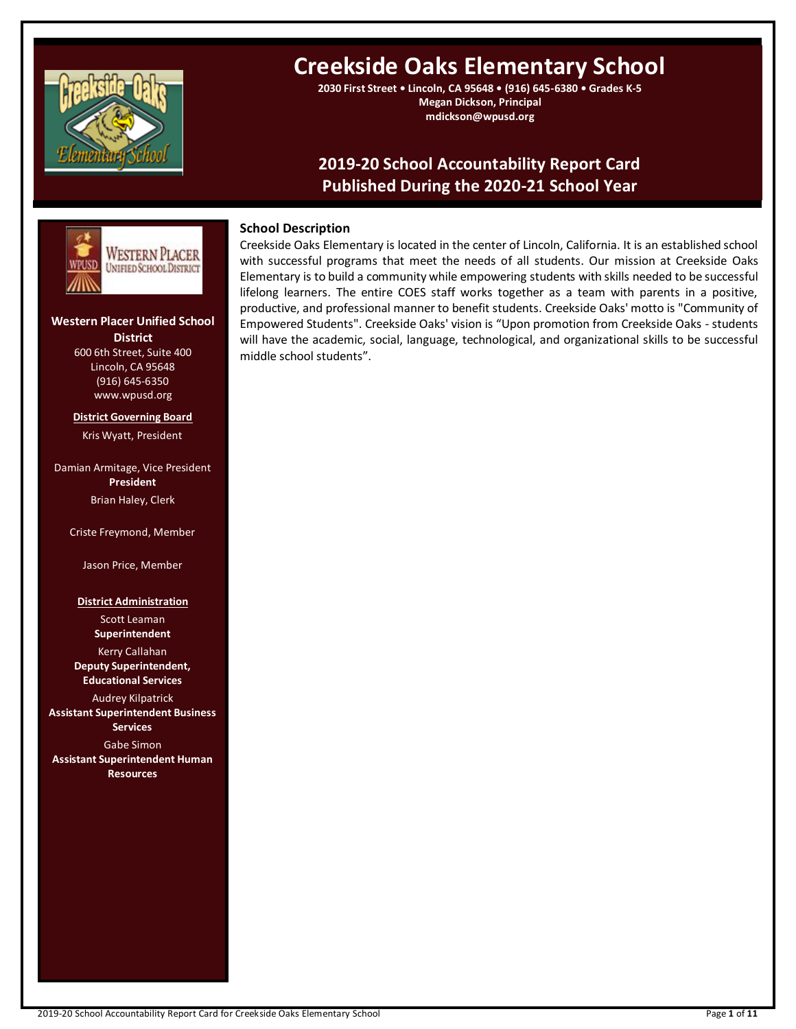# Creekside Oaks Elementary School

**2030 First Street • Lincoln, CA 95648 • (916) 645-6380 • Grades K-5**
**Megan Dickson, Principal**
**mdickson@wpusd.org**

## 2019-20 School Accountability Report Card
## Published During the 2020-21 School Year

**Western Placer Unified School District**
600 6th Street, Suite 400
Lincoln, CA 95648
(916) 645-6350
www.wpusd.org

**District Governing Board**

Kris Wyatt, President

Damian Armitage, Vice President
**President**

Brian Haley, Clerk

Criste Freymond, Member

Jason Price, Member

**District Administration**

Scott Leaman
**Superintendent**

Kerry Callahan
**Deputy Superintendent, Educational Services**

Audrey Kilpatrick
**Assistant Superintendent Business Services**

Gabe Simon
**Assistant Superintendent Human Resources**

### School Description

Creekside Oaks Elementary is located in the center of Lincoln, California. It is an established school with successful programs that meet the needs of all students. Our mission at Creekside Oaks Elementary is to build a community while empowering students with skills needed to be successful lifelong learners. The entire COES staff works together as a team with parents in a positive, productive, and professional manner to benefit students. Creekside Oaks' motto is "Community of Empowered Students". Creekside Oaks' vision is "Upon promotion from Creekside Oaks - students will have the academic, social, language, technological, and organizational skills to be successful middle school students".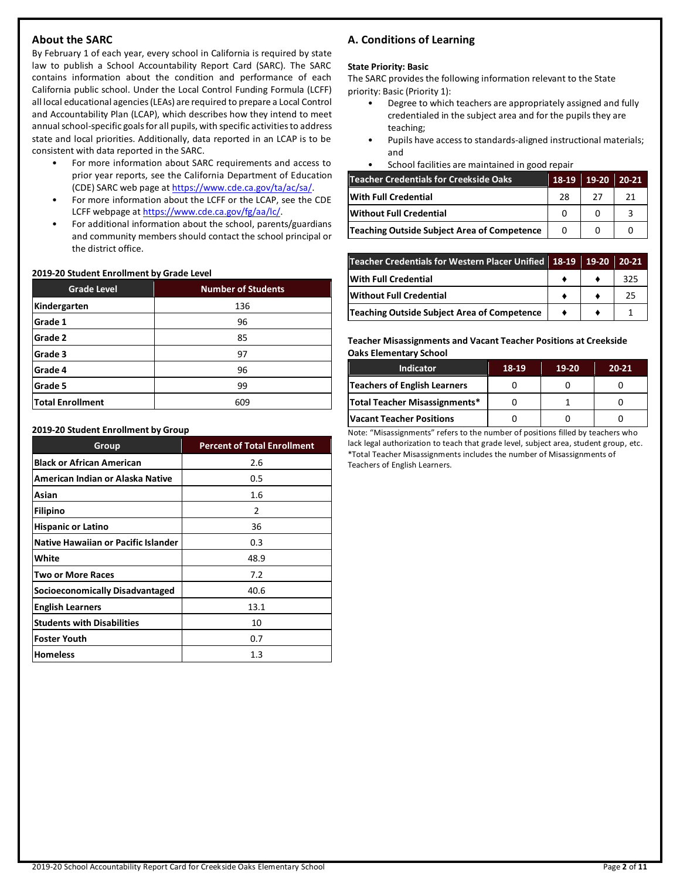## About the SARC

By February 1 of each year, every school in California is required by state law to publish a School Accountability Report Card (SARC). The SARC contains information about the condition and performance of each California public school. Under the Local Control Funding Formula (LCFF) all local educational agencies (LEAs) are required to prepare a Local Control and Accountability Plan (LCAP), which describes how they intend to meet annual school-specific goals for all pupils, with specific activities to address state and local priorities. Additionally, data reported in an LCAP is to be consistent with data reported in the SARC.

- For more information about SARC requirements and access to prior year reports, see the California Department of Education (CDE) SARC web page at https://www.cde.ca.gov/ta/ac/sa/.
- For more information about the LCFF or the LCAP, see the CDE LCFF webpage at https://www.cde.ca.gov/fg/aa/lc/.
- For additional information about the school, parents/guardians and community members should contact the school principal or the district office.

**2019-20 Student Enrollment by Grade Level**

| Grade Level | Number of Students |
|---|---|
| Kindergarten | 136 |
| Grade 1 | 96 |
| Grade 2 | 85 |
| Grade 3 | 97 |
| Grade 4 | 96 |
| Grade 5 | 99 |
| Total Enrollment | 609 |

**2019-20 Student Enrollment by Group**

| Group | Percent of Total Enrollment |
|---|---|
| Black or African American | 2.6 |
| American Indian or Alaska Native | 0.5 |
| Asian | 1.6 |
| Filipino | 2 |
| Hispanic or Latino | 36 |
| Native Hawaiian or Pacific Islander | 0.3 |
| White | 48.9 |
| Two or More Races | 7.2 |
| Socioeconomically Disadvantaged | 40.6 |
| English Learners | 13.1 |
| Students with Disabilities | 10 |
| Foster Youth | 0.7 |
| Homeless | 1.3 |

## A. Conditions of Learning

**State Priority: Basic**

The SARC provides the following information relevant to the State priority: Basic (Priority 1):

- Degree to which teachers are appropriately assigned and fully credentialed in the subject area and for the pupils they are teaching;
- Pupils have access to standards-aligned instructional materials; and
- School facilities are maintained in good repair

| Teacher Credentials for Creekside Oaks | 18-19 | 19-20 | 20-21 |
|---|---|---|---|
| With Full Credential | 28 | 27 | 21 |
| Without Full Credential | 0 | 0 | 3 |
| Teaching Outside Subject Area of Competence | 0 | 0 | 0 |

| Teacher Credentials for Western Placer Unified | 18-19 | 19-20 | 20-21 |
|---|---|---|---|
| With Full Credential | ♦ | ♦ | 325 |
| Without Full Credential | ♦ | ♦ | 25 |
| Teaching Outside Subject Area of Competence | ♦ | ♦ | 1 |

**Teacher Misassignments and Vacant Teacher Positions at Creekside Oaks Elementary School**

| Indicator | 18-19 | 19-20 | 20-21 |
|---|---|---|---|
| Teachers of English Learners | 0 | 0 | 0 |
| Total Teacher Misassignments* | 0 | 1 | 0 |
| Vacant Teacher Positions | 0 | 0 | 0 |

Note: "Misassignments" refers to the number of positions filled by teachers who lack legal authorization to teach that grade level, subject area, student group, etc.
*Total Teacher Misassignments includes the number of Misassignments of Teachers of English Learners.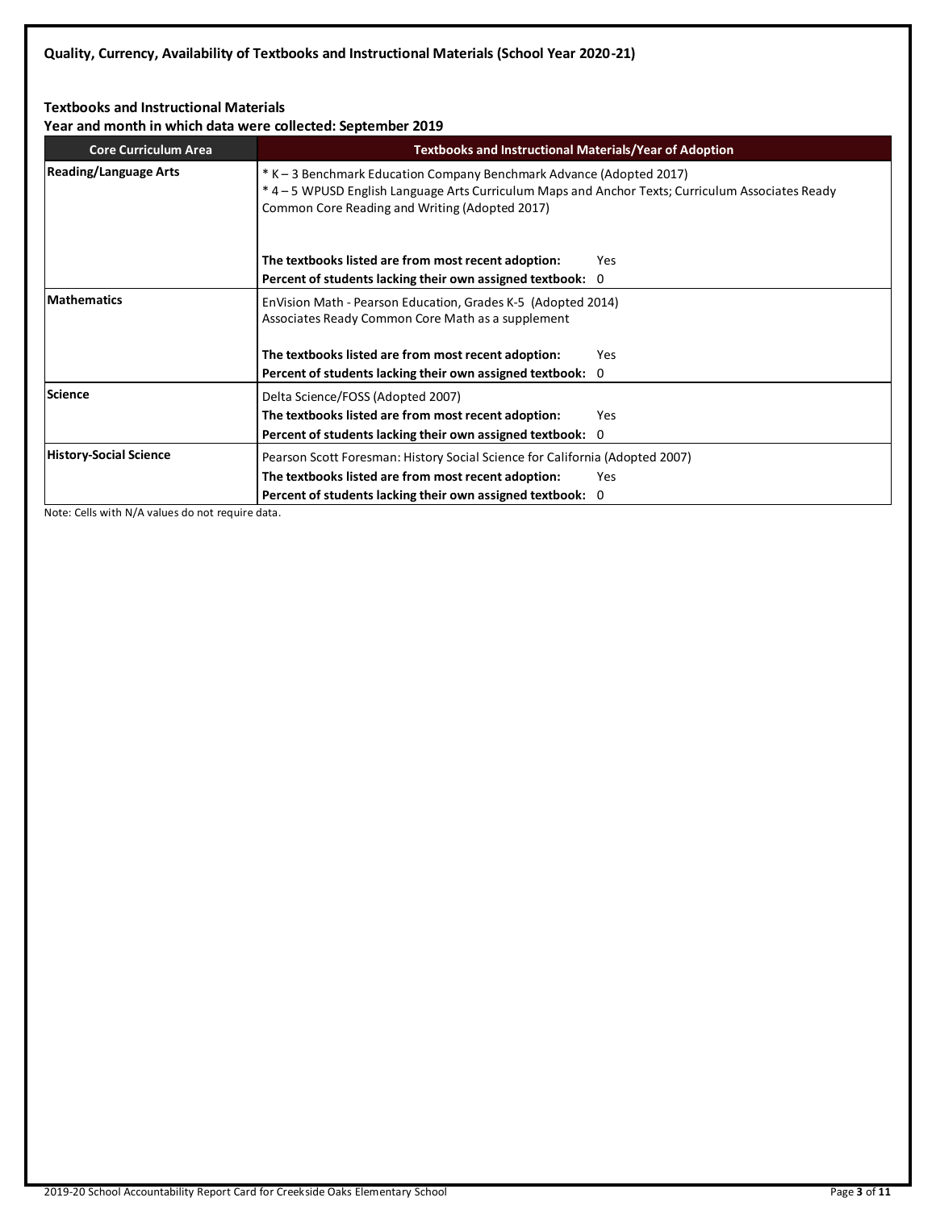**Quality, Currency, Availability of Textbooks and Instructional Materials (School Year 2020-21)**

**Textbooks and Instructional Materials**
**Year and month in which data were collected: September 2019**

| Core Curriculum Area | Textbooks and Instructional Materials/Year of Adoption |
|---|---|
| **Reading/Language Arts** | * K – 3 Benchmark Education Company Benchmark Advance (Adopted 2017)<br>* 4 – 5 WPUSD English Language Arts Curriculum Maps and Anchor Texts; Curriculum Associates Ready Common Core Reading and Writing (Adopted 2017)<br><br>**The textbooks listed are from most recent adoption:** Yes<br>**Percent of students lacking their own assigned textbook:** 0 |
| **Mathematics** | EnVision Math - Pearson Education, Grades K-5 (Adopted 2014)<br>Associates Ready Common Core Math as a supplement<br><br>**The textbooks listed are from most recent adoption:** Yes<br>**Percent of students lacking their own assigned textbook:** 0 |
| **Science** | Delta Science/FOSS (Adopted 2007)<br>**The textbooks listed are from most recent adoption:** Yes<br>**Percent of students lacking their own assigned textbook:** 0 |
| **History-Social Science** | Pearson Scott Foresman: History Social Science for California (Adopted 2007)<br>**The textbooks listed are from most recent adoption:** Yes<br>**Percent of students lacking their own assigned textbook:** 0 |

Note: Cells with N/A values do not require data.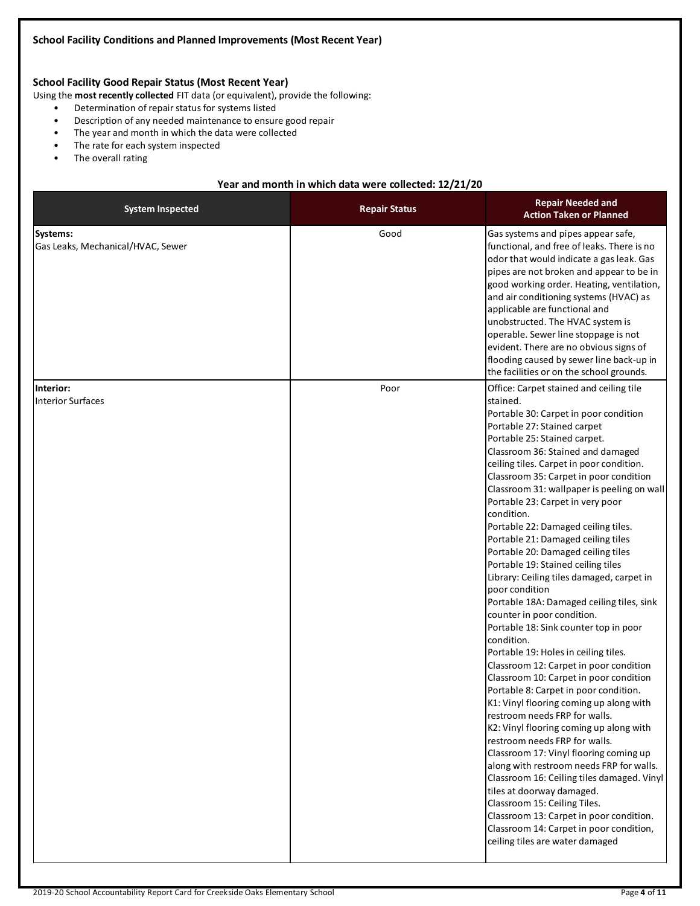### School Facility Conditions and Planned Improvements (Most Recent Year)

### School Facility Good Repair Status (Most Recent Year)

Using the **most recently collected** FIT data (or equivalent), provide the following:

- Determination of repair status for systems listed
- Description of any needed maintenance to ensure good repair
- The year and month in which the data were collected
- The rate for each system inspected
- The overall rating

**Year and month in which data were collected: 12/21/20**

| System Inspected | Repair Status | Repair Needed and Action Taken or Planned |
|---|---|---|
| **Systems:** Gas Leaks, Mechanical/HVAC, Sewer | Good | Gas systems and pipes appear safe, functional, and free of leaks. There is no odor that would indicate a gas leak. Gas pipes are not broken and appear to be in good working order. Heating, ventilation, and air conditioning systems (HVAC) as applicable are functional and unobstructed. The HVAC system is operable. Sewer line stoppage is not evident. There are no obvious signs of flooding caused by sewer line back-up in the facilities or on the school grounds. |
| **Interior:** Interior Surfaces | Poor | Office: Carpet stained and ceiling tile stained.<br>Portable 30: Carpet in poor condition<br>Portable 27: Stained carpet<br>Portable 25: Stained carpet.<br>Classroom 36: Stained and damaged ceiling tiles. Carpet in poor condition.<br>Classroom 35: Carpet in poor condition<br>Classroom 31: wallpaper is peeling on wall<br>Portable 23: Carpet in very poor condition.<br>Portable 22: Damaged ceiling tiles.<br>Portable 21: Damaged ceiling tiles<br>Portable 20: Damaged ceiling tiles<br>Portable 19: Stained ceiling tiles<br>Library: Ceiling tiles damaged, carpet in poor condition<br>Portable 18A: Damaged ceiling tiles, sink counter in poor condition.<br>Portable 18: Sink counter top in poor condition.<br>Portable 19: Holes in ceiling tiles.<br>Classroom 12: Carpet in poor condition<br>Classroom 10: Carpet in poor condition<br>Portable 8: Carpet in poor condition.<br>K1: Vinyl flooring coming up along with restroom needs FRP for walls.<br>K2: Vinyl flooring coming up along with restroom needs FRP for walls.<br>Classroom 17: Vinyl flooring coming up along with restroom needs FRP for walls.<br>Classroom 16: Ceiling tiles damaged. Vinyl tiles at doorway damaged.<br>Classroom 15: Ceiling Tiles.<br>Classroom 13: Carpet in poor condition.<br>Classroom 14: Carpet in poor condition, ceiling tiles are water damaged |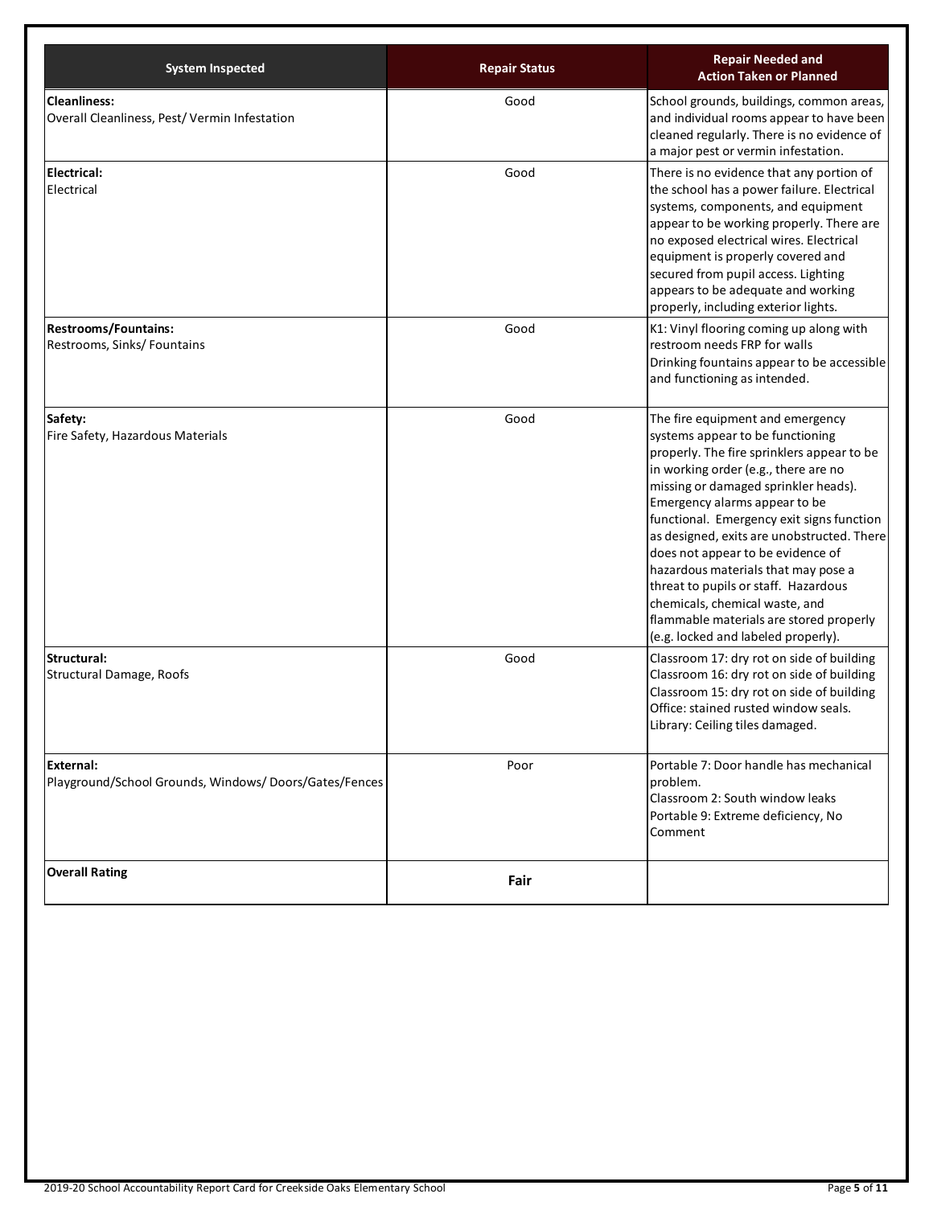| System Inspected | Repair Status | Repair Needed and Action Taken or Planned |
| --- | --- | --- |
| **Cleanliness:** Overall Cleanliness, Pest/ Vermin Infestation | Good | School grounds, buildings, common areas, and individual rooms appear to have been cleaned regularly. There is no evidence of a major pest or vermin infestation. |
| **Electrical:** Electrical | Good | There is no evidence that any portion of the school has a power failure. Electrical systems, components, and equipment appear to be working properly. There are no exposed electrical wires. Electrical equipment is properly covered and secured from pupil access. Lighting appears to be adequate and working properly, including exterior lights. |
| **Restrooms/Fountains:** Restrooms, Sinks/ Fountains | Good | K1: Vinyl flooring coming up along with restroom needs FRP for walls<br>Drinking fountains appear to be accessible and functioning as intended. |
| **Safety:** Fire Safety, Hazardous Materials | Good | The fire equipment and emergency systems appear to be functioning properly. The fire sprinklers appear to be in working order (e.g., there are no missing or damaged sprinkler heads). Emergency alarms appear to be functional. Emergency exit signs function as designed, exits are unobstructed. There does not appear to be evidence of hazardous materials that may pose a threat to pupils or staff. Hazardous chemicals, chemical waste, and flammable materials are stored properly (e.g. locked and labeled properly). |
| **Structural:** Structural Damage, Roofs | Good | Classroom 17: dry rot on side of building<br>Classroom 16: dry rot on side of building<br>Classroom 15: dry rot on side of building<br>Office: stained rusted window seals.<br>Library: Ceiling tiles damaged. |
| **External:** Playground/School Grounds, Windows/ Doors/Gates/Fences | Poor | Portable 7: Door handle has mechanical problem.<br>Classroom 2: South window leaks<br>Portable 9: Extreme deficiency, No Comment |
| **Overall Rating** | **Fair** | |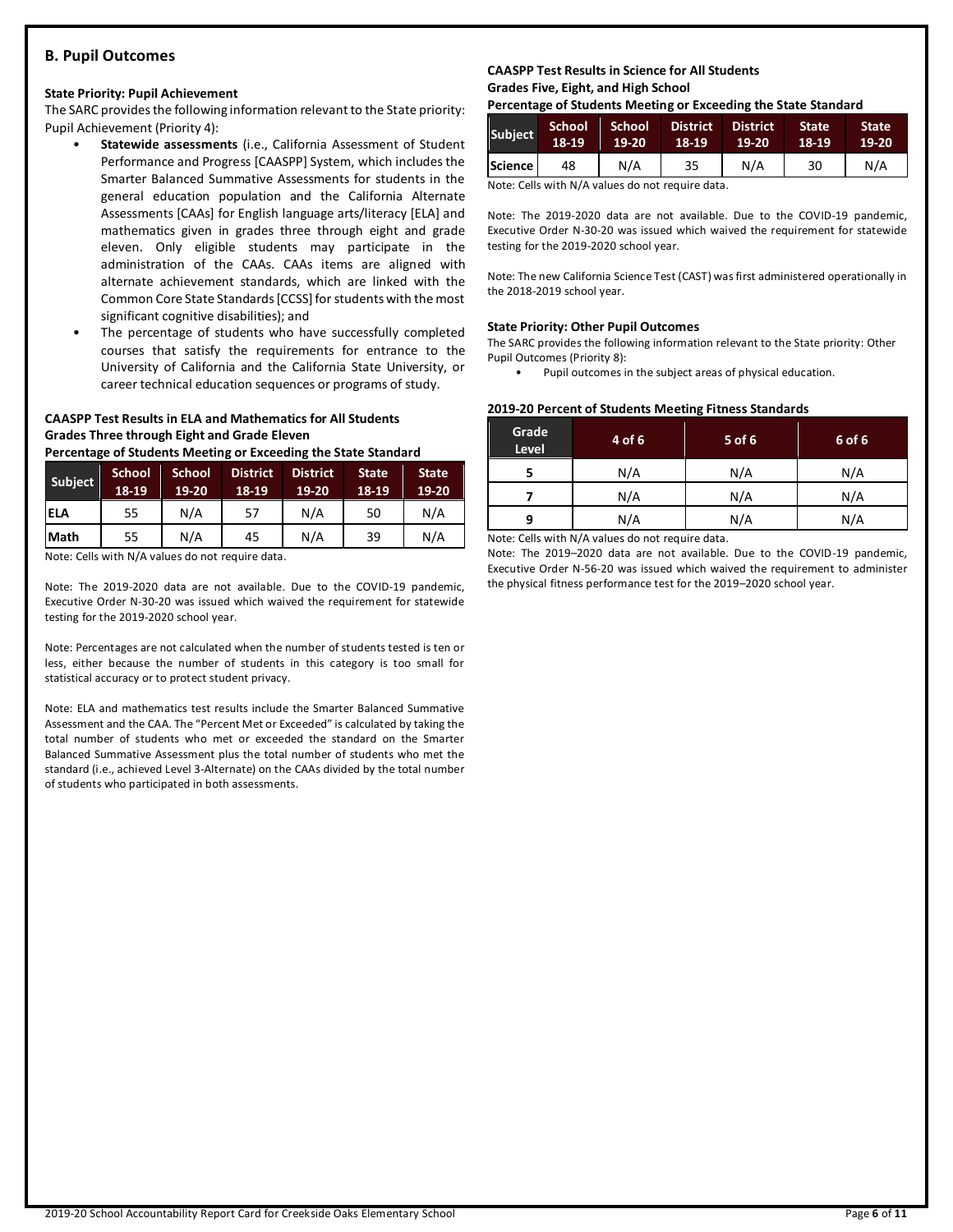## B. Pupil Outcomes

### State Priority: Pupil Achievement

The SARC provides the following information relevant to the State priority: Pupil Achievement (Priority 4):

- **Statewide assessments** (i.e., California Assessment of Student Performance and Progress [CAASPP] System, which includes the Smarter Balanced Summative Assessments for students in the general education population and the California Alternate Assessments [CAAs] for English language arts/literacy [ELA] and mathematics given in grades three through eight and grade eleven. Only eligible students may participate in the administration of the CAAs. CAAs items are aligned with alternate achievement standards, which are linked with the Common Core State Standards [CCSS] for students with the most significant cognitive disabilities); and
- The percentage of students who have successfully completed courses that satisfy the requirements for entrance to the University of California and the California State University, or career technical education sequences or programs of study.

**CAASPP Test Results in ELA and Mathematics for All Students**
**Grades Three through Eight and Grade Eleven**
**Percentage of Students Meeting or Exceeding the State Standard**

| Subject | School 18-19 | School 19-20 | District 18-19 | District 19-20 | State 18-19 | State 19-20 |
|---|---|---|---|---|---|---|
| ELA | 55 | N/A | 57 | N/A | 50 | N/A |
| Math | 55 | N/A | 45 | N/A | 39 | N/A |

Note: Cells with N/A values do not require data.

Note: The 2019-2020 data are not available. Due to the COVID-19 pandemic, Executive Order N-30-20 was issued which waived the requirement for statewide testing for the 2019-2020 school year.

Note: Percentages are not calculated when the number of students tested is ten or less, either because the number of students in this category is too small for statistical accuracy or to protect student privacy.

Note: ELA and mathematics test results include the Smarter Balanced Summative Assessment and the CAA. The "Percent Met or Exceeded" is calculated by taking the total number of students who met or exceeded the standard on the Smarter Balanced Summative Assessment plus the total number of students who met the standard (i.e., achieved Level 3-Alternate) on the CAAs divided by the total number of students who participated in both assessments.

**CAASPP Test Results in Science for All Students**
**Grades Five, Eight, and High School**
**Percentage of Students Meeting or Exceeding the State Standard**

| Subject | School 18-19 | School 19-20 | District 18-19 | District 19-20 | State 18-19 | State 19-20 |
|---|---|---|---|---|---|---|
| Science | 48 | N/A | 35 | N/A | 30 | N/A |

Note: Cells with N/A values do not require data.

Note: The 2019-2020 data are not available. Due to the COVID-19 pandemic, Executive Order N-30-20 was issued which waived the requirement for statewide testing for the 2019-2020 school year.

Note: The new California Science Test (CAST) was first administered operationally in the 2018-2019 school year.

### State Priority: Other Pupil Outcomes

The SARC provides the following information relevant to the State priority: Other Pupil Outcomes (Priority 8):

- Pupil outcomes in the subject areas of physical education.

**2019-20 Percent of Students Meeting Fitness Standards**

| Grade Level | 4 of 6 | 5 of 6 | 6 of 6 |
|---|---|---|---|
| 5 | N/A | N/A | N/A |
| 7 | N/A | N/A | N/A |
| 9 | N/A | N/A | N/A |

Note: Cells with N/A values do not require data.

Note: The 2019–2020 data are not available. Due to the COVID-19 pandemic, Executive Order N-56-20 was issued which waived the requirement to administer the physical fitness performance test for the 2019–2020 school year.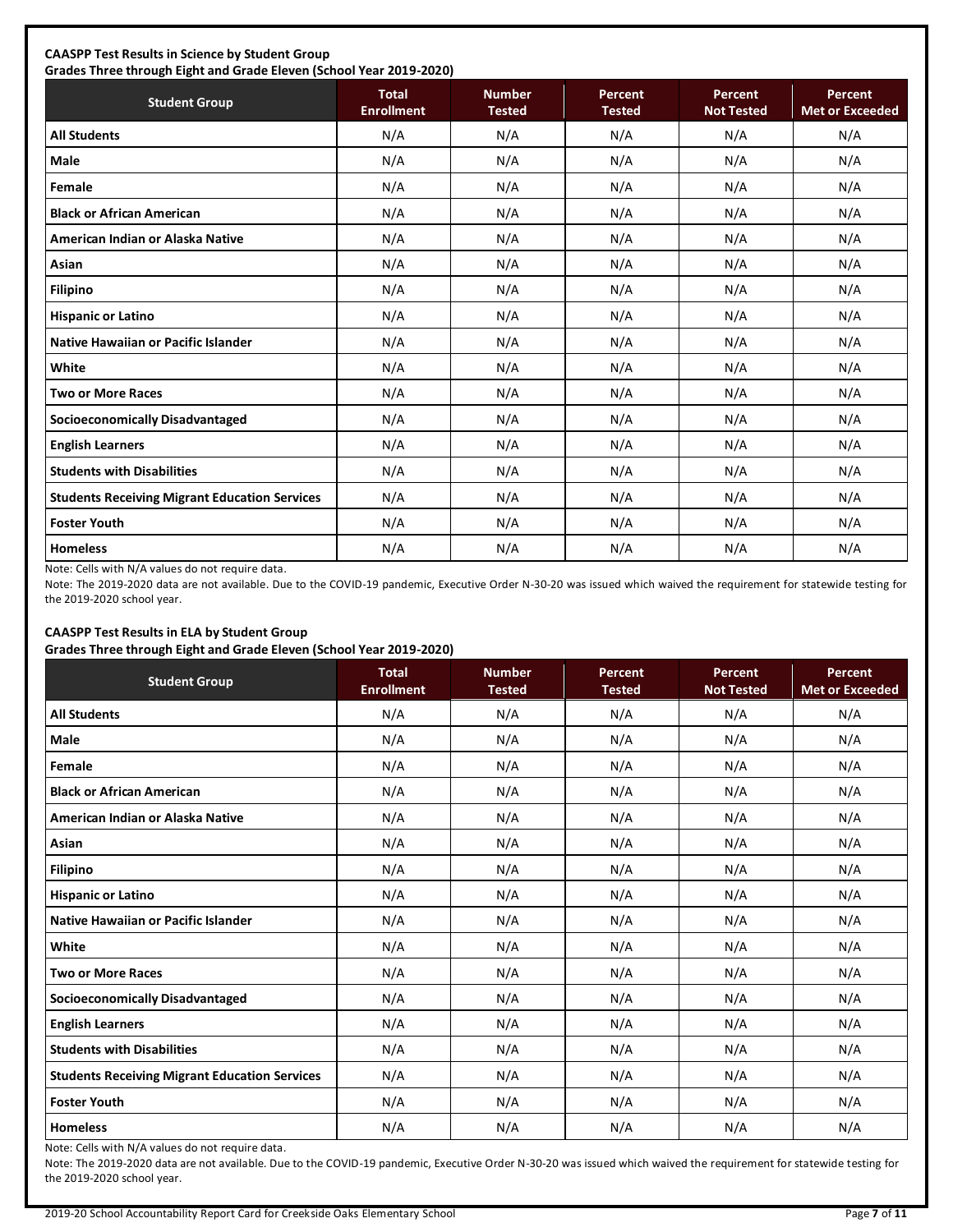**CAASPP Test Results in Science by Student Group**
**Grades Three through Eight and Grade Eleven (School Year 2019-2020)**

| Student Group | Total Enrollment | Number Tested | Percent Tested | Percent Not Tested | Percent Met or Exceeded |
|---|---|---|---|---|---|
| **All Students** | N/A | N/A | N/A | N/A | N/A |
| **Male** | N/A | N/A | N/A | N/A | N/A |
| **Female** | N/A | N/A | N/A | N/A | N/A |
| **Black or African American** | N/A | N/A | N/A | N/A | N/A |
| **American Indian or Alaska Native** | N/A | N/A | N/A | N/A | N/A |
| **Asian** | N/A | N/A | N/A | N/A | N/A |
| **Filipino** | N/A | N/A | N/A | N/A | N/A |
| **Hispanic or Latino** | N/A | N/A | N/A | N/A | N/A |
| **Native Hawaiian or Pacific Islander** | N/A | N/A | N/A | N/A | N/A |
| **White** | N/A | N/A | N/A | N/A | N/A |
| **Two or More Races** | N/A | N/A | N/A | N/A | N/A |
| **Socioeconomically Disadvantaged** | N/A | N/A | N/A | N/A | N/A |
| **English Learners** | N/A | N/A | N/A | N/A | N/A |
| **Students with Disabilities** | N/A | N/A | N/A | N/A | N/A |
| **Students Receiving Migrant Education Services** | N/A | N/A | N/A | N/A | N/A |
| **Foster Youth** | N/A | N/A | N/A | N/A | N/A |
| **Homeless** | N/A | N/A | N/A | N/A | N/A |

Note: Cells with N/A values do not require data.

Note: The 2019-2020 data are not available. Due to the COVID-19 pandemic, Executive Order N-30-20 was issued which waived the requirement for statewide testing for the 2019-2020 school year.

**CAASPP Test Results in ELA by Student Group**
**Grades Three through Eight and Grade Eleven (School Year 2019-2020)**

| Student Group | Total Enrollment | Number Tested | Percent Tested | Percent Not Tested | Percent Met or Exceeded |
|---|---|---|---|---|---|
| **All Students** | N/A | N/A | N/A | N/A | N/A |
| **Male** | N/A | N/A | N/A | N/A | N/A |
| **Female** | N/A | N/A | N/A | N/A | N/A |
| **Black or African American** | N/A | N/A | N/A | N/A | N/A |
| **American Indian or Alaska Native** | N/A | N/A | N/A | N/A | N/A |
| **Asian** | N/A | N/A | N/A | N/A | N/A |
| **Filipino** | N/A | N/A | N/A | N/A | N/A |
| **Hispanic or Latino** | N/A | N/A | N/A | N/A | N/A |
| **Native Hawaiian or Pacific Islander** | N/A | N/A | N/A | N/A | N/A |
| **White** | N/A | N/A | N/A | N/A | N/A |
| **Two or More Races** | N/A | N/A | N/A | N/A | N/A |
| **Socioeconomically Disadvantaged** | N/A | N/A | N/A | N/A | N/A |
| **English Learners** | N/A | N/A | N/A | N/A | N/A |
| **Students with Disabilities** | N/A | N/A | N/A | N/A | N/A |
| **Students Receiving Migrant Education Services** | N/A | N/A | N/A | N/A | N/A |
| **Foster Youth** | N/A | N/A | N/A | N/A | N/A |
| **Homeless** | N/A | N/A | N/A | N/A | N/A |

Note: Cells with N/A values do not require data.

Note: The 2019-2020 data are not available. Due to the COVID-19 pandemic, Executive Order N-30-20 was issued which waived the requirement for statewide testing for the 2019-2020 school year.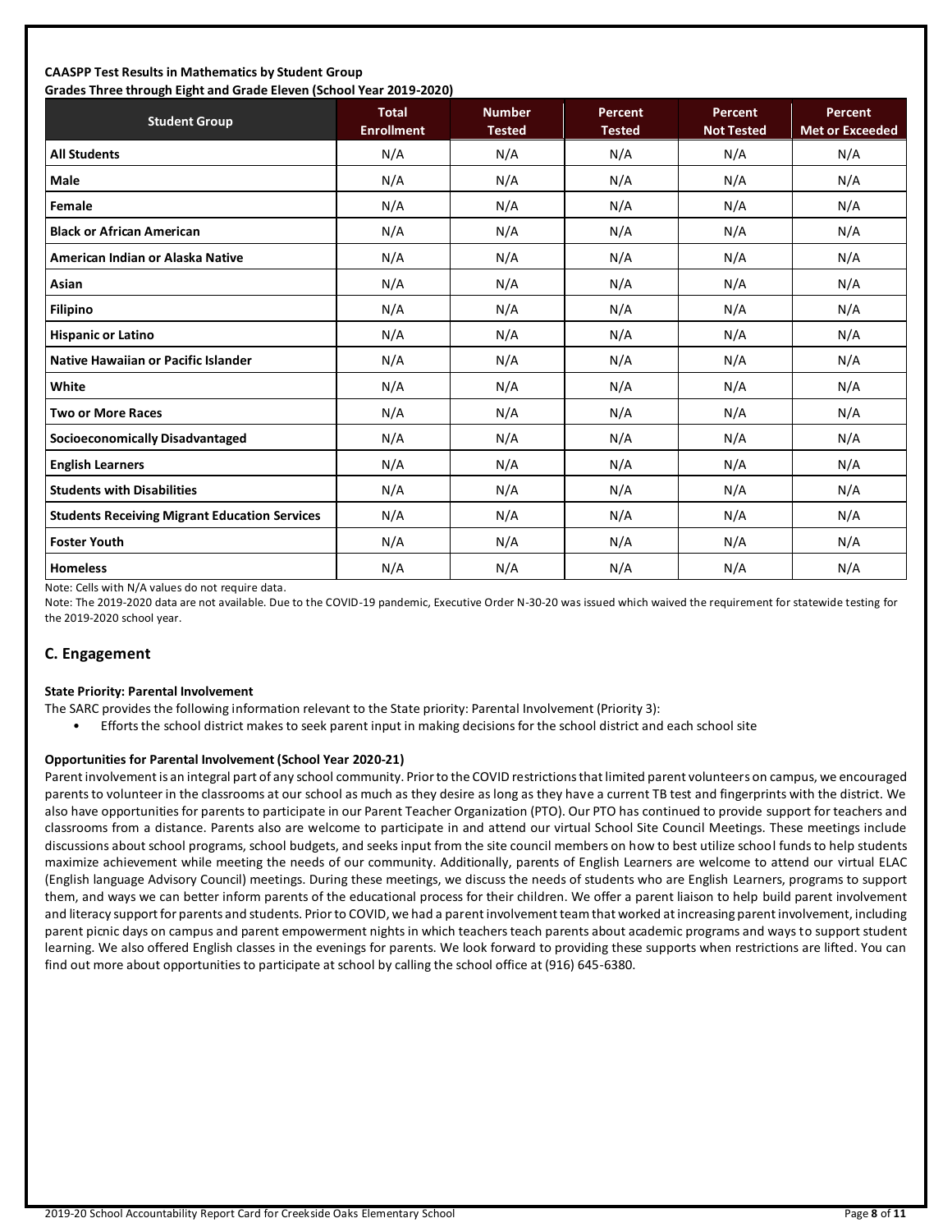**CAASPP Test Results in Mathematics by Student Group**
**Grades Three through Eight and Grade Eleven (School Year 2019-2020)**

| Student Group | Total Enrollment | Number Tested | Percent Tested | Percent Not Tested | Percent Met or Exceeded |
|---|---|---|---|---|---|
| **All Students** | N/A | N/A | N/A | N/A | N/A |
| **Male** | N/A | N/A | N/A | N/A | N/A |
| **Female** | N/A | N/A | N/A | N/A | N/A |
| **Black or African American** | N/A | N/A | N/A | N/A | N/A |
| **American Indian or Alaska Native** | N/A | N/A | N/A | N/A | N/A |
| **Asian** | N/A | N/A | N/A | N/A | N/A |
| **Filipino** | N/A | N/A | N/A | N/A | N/A |
| **Hispanic or Latino** | N/A | N/A | N/A | N/A | N/A |
| **Native Hawaiian or Pacific Islander** | N/A | N/A | N/A | N/A | N/A |
| **White** | N/A | N/A | N/A | N/A | N/A |
| **Two or More Races** | N/A | N/A | N/A | N/A | N/A |
| **Socioeconomically Disadvantaged** | N/A | N/A | N/A | N/A | N/A |
| **English Learners** | N/A | N/A | N/A | N/A | N/A |
| **Students with Disabilities** | N/A | N/A | N/A | N/A | N/A |
| **Students Receiving Migrant Education Services** | N/A | N/A | N/A | N/A | N/A |
| **Foster Youth** | N/A | N/A | N/A | N/A | N/A |
| **Homeless** | N/A | N/A | N/A | N/A | N/A |

Note: Cells with N/A values do not require data.

Note: The 2019-2020 data are not available. Due to the COVID-19 pandemic, Executive Order N-30-20 was issued which waived the requirement for statewide testing for the 2019-2020 school year.

## C. Engagement

**State Priority: Parental Involvement**

The SARC provides the following information relevant to the State priority: Parental Involvement (Priority 3):

- Efforts the school district makes to seek parent input in making decisions for the school district and each school site

**Opportunities for Parental Involvement (School Year 2020-21)**

Parent involvement is an integral part of any school community. Prior to the COVID restrictions that limited parent volunteers on campus, we encouraged parents to volunteer in the classrooms at our school as much as they desire as long as they have a current TB test and fingerprints with the district. We also have opportunities for parents to participate in our Parent Teacher Organization (PTO). Our PTO has continued to provide support for teachers and classrooms from a distance. Parents also are welcome to participate in and attend our virtual School Site Council Meetings. These meetings include discussions about school programs, school budgets, and seeks input from the site council members on how to best utilize school funds to help students maximize achievement while meeting the needs of our community. Additionally, parents of English Learners are welcome to attend our virtual ELAC (English language Advisory Council) meetings. During these meetings, we discuss the needs of students who are English Learners, programs to support them, and ways we can better inform parents of the educational process for their children. We offer a parent liaison to help build parent involvement and literacy support for parents and students. Prior to COVID, we had a parent involvement team that worked at increasing parent involvement, including parent picnic days on campus and parent empowerment nights in which teachers teach parents about academic programs and ways to support student learning. We also offered English classes in the evenings for parents. We look forward to providing these supports when restrictions are lifted. You can find out more about opportunities to participate at school by calling the school office at (916) 645-6380.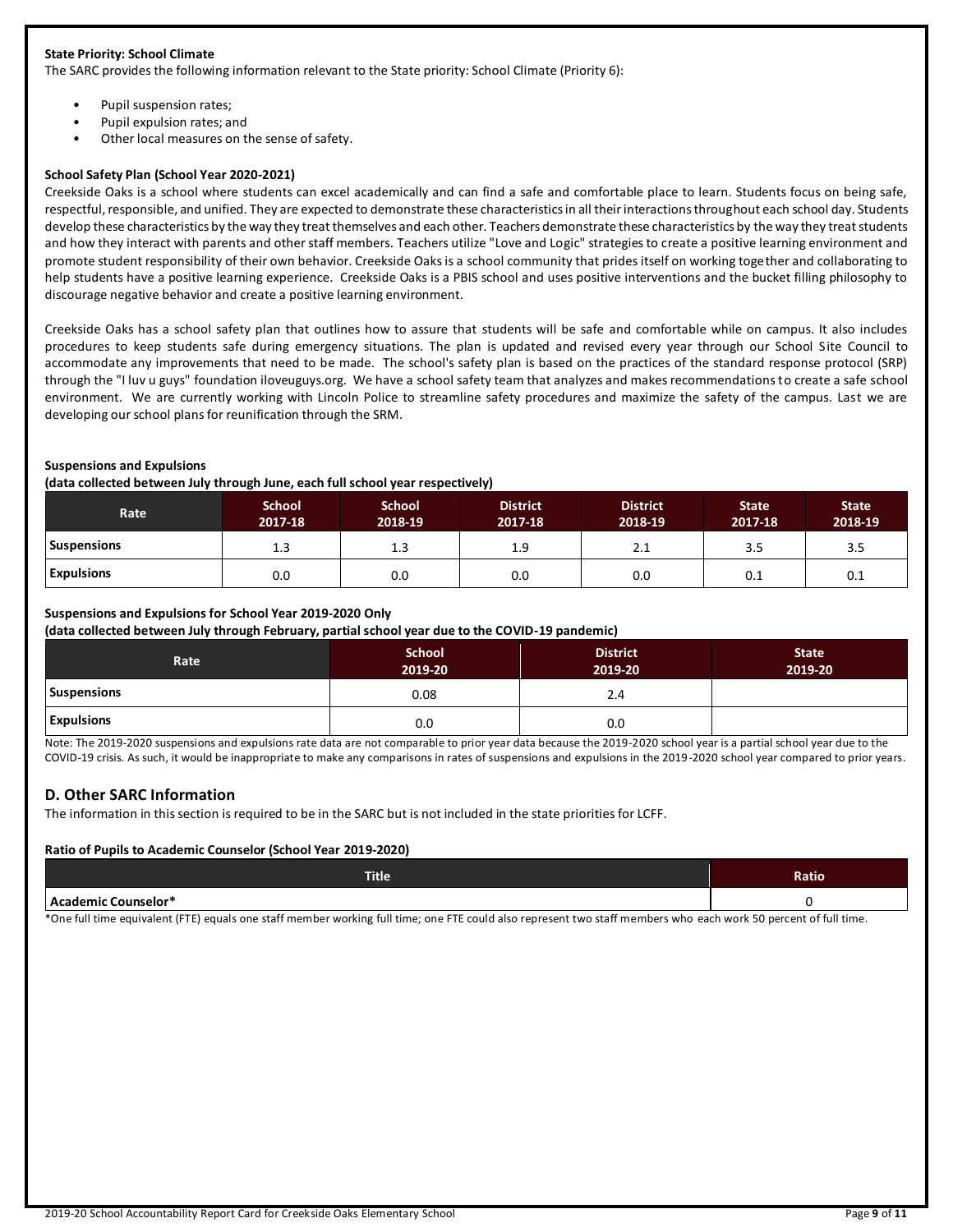**State Priority: School Climate**

The SARC provides the following information relevant to the State priority: School Climate (Priority 6):

- Pupil suspension rates;
- Pupil expulsion rates; and
- Other local measures on the sense of safety.

**School Safety Plan (School Year 2020-2021)**

Creekside Oaks is a school where students can excel academically and can find a safe and comfortable place to learn. Students focus on being safe, respectful, responsible, and unified. They are expected to demonstrate these characteristics in all their interactions throughout each school day. Students develop these characteristics by the way they treat themselves and each other. Teachers demonstrate these characteristics by the way they treat students and how they interact with parents and other staff members. Teachers utilize "Love and Logic" strategies to create a positive learning environment and promote student responsibility of their own behavior. Creekside Oaks is a school community that prides itself on working together and collaborating to help students have a positive learning experience. Creekside Oaks is a PBIS school and uses positive interventions and the bucket filling philosophy to discourage negative behavior and create a positive learning environment.

Creekside Oaks has a school safety plan that outlines how to assure that students will be safe and comfortable while on campus. It also includes procedures to keep students safe during emergency situations. The plan is updated and revised every year through our School Site Council to accommodate any improvements that need to be made. The school's safety plan is based on the practices of the standard response protocol (SRP) through the "I luv u guys" foundation iloveuguys.org. We have a school safety team that analyzes and makes recommendations to create a safe school environment. We are currently working with Lincoln Police to streamline safety procedures and maximize the safety of the campus. Last we are developing our school plans for reunification through the SRM.

**Suspensions and Expulsions**
**(data collected between July through June, each full school year respectively)**

| Rate | School 2017-18 | School 2018-19 | District 2017-18 | District 2018-19 | State 2017-18 | State 2018-19 |
|---|---|---|---|---|---|---|
| Suspensions | 1.3 | 1.3 | 1.9 | 2.1 | 3.5 | 3.5 |
| Expulsions | 0.0 | 0.0 | 0.0 | 0.0 | 0.1 | 0.1 |

**Suspensions and Expulsions for School Year 2019-2020 Only**
**(data collected between July through February, partial school year due to the COVID-19 pandemic)**

| Rate | School 2019-20 | District 2019-20 | State 2019-20 |
|---|---|---|---|
| Suspensions | 0.08 | 2.4 | |
| Expulsions | 0.0 | 0.0 | |

Note: The 2019-2020 suspensions and expulsions rate data are not comparable to prior year data because the 2019-2020 school year is a partial school year due to the COVID-19 crisis. As such, it would be inappropriate to make any comparisons in rates of suspensions and expulsions in the 2019-2020 school year compared to prior years.

## D. Other SARC Information

The information in this section is required to be in the SARC but is not included in the state priorities for LCFF.

**Ratio of Pupils to Academic Counselor (School Year 2019-2020)**

| Title | Ratio |
|---|---|
| Academic Counselor* | 0 |

*One full time equivalent (FTE) equals one staff member working full time; one FTE could also represent two staff members who each work 50 percent of full time.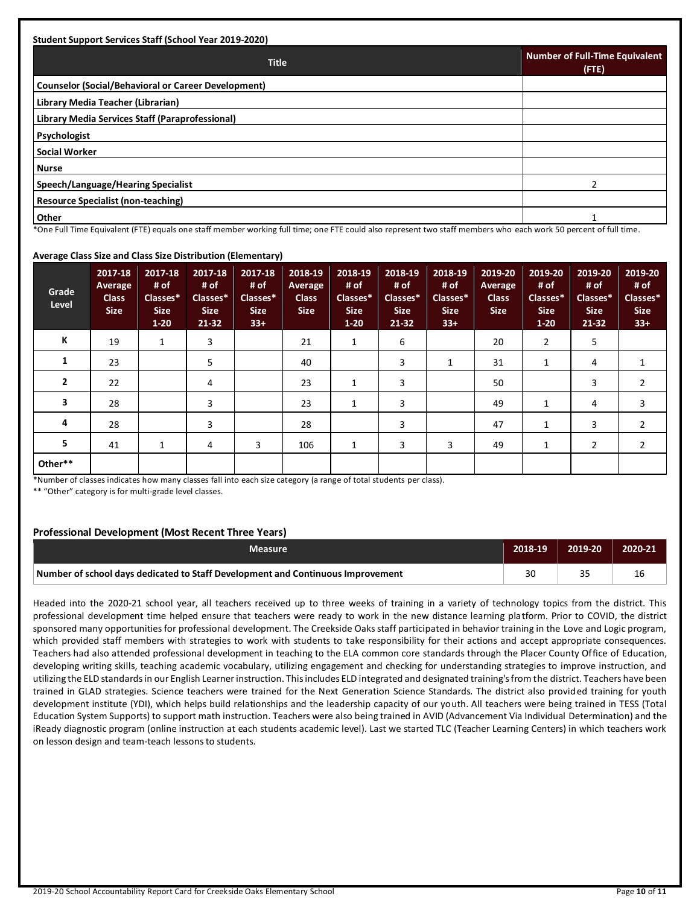**Student Support Services Staff (School Year 2019-2020)**

| Title | Number of Full-Time Equivalent (FTE) |
|---|---|
| Counselor (Social/Behavioral or Career Development) | |
| Library Media Teacher (Librarian) | |
| Library Media Services Staff (Paraprofessional) | |
| Psychologist | |
| Social Worker | |
| Nurse | |
| Speech/Language/Hearing Specialist | 2 |
| Resource Specialist (non-teaching) | |
| Other | 1 |

*One Full Time Equivalent (FTE) equals one staff member working full time; one FTE could also represent two staff members who each work 50 percent of full time.

**Average Class Size and Class Size Distribution (Elementary)**

| Grade Level | 2017-18 Average Class Size | 2017-18 # of Classes* Size 1-20 | 2017-18 # of Classes* Size 21-32 | 2017-18 # of Classes* Size 33+ | 2018-19 Average Class Size | 2018-19 # of Classes* Size 1-20 | 2018-19 # of Classes* Size 21-32 | 2018-19 # of Classes* Size 33+ | 2019-20 Average Class Size | 2019-20 # of Classes* Size 1-20 | 2019-20 # of Classes* Size 21-32 | 2019-20 # of Classes* Size 33+ |
|---|---|---|---|---|---|---|---|---|---|---|---|---|
| K | 19 | 1 | 3 | | 21 | 1 | 6 | | 20 | 2 | 5 | |
| 1 | 23 | | 5 | | 40 | | 3 | 1 | 31 | 1 | 4 | 1 |
| 2 | 22 | | 4 | | 23 | 1 | 3 | | 50 | | 3 | 2 |
| 3 | 28 | | 3 | | 23 | 1 | 3 | | 49 | 1 | 4 | 3 |
| 4 | 28 | | 3 | | 28 | | 3 | | 47 | 1 | 3 | 2 |
| 5 | 41 | 1 | 4 | 3 | 106 | 1 | 3 | 3 | 49 | 1 | 2 | 2 |
| Other** | | | | | | | | | | | | |

*Number of classes indicates how many classes fall into each size category (a range of total students per class).

** "Other" category is for multi-grade level classes.

## Professional Development (Most Recent Three Years)

| Measure | 2018-19 | 2019-20 | 2020-21 |
|---|---|---|---|
| Number of school days dedicated to Staff Development and Continuous Improvement | 30 | 35 | 16 |

Headed into the 2020-21 school year, all teachers received up to three weeks of training in a variety of technology topics from the district. This professional development time helped ensure that teachers were ready to work in the new distance learning platform. Prior to COVID, the district sponsored many opportunities for professional development. The Creekside Oaks staff participated in behavior training in the Love and Logic program, which provided staff members with strategies to work with students to take responsibility for their actions and accept appropriate consequences. Teachers had also attended professional development in teaching to the ELA common core standards through the Placer County Office of Education, developing writing skills, teaching academic vocabulary, utilizing engagement and checking for understanding strategies to improve instruction, and utilizing the ELD standards in our English Learner instruction. This includes ELD integrated and designated training's from the district. Teachers have been trained in GLAD strategies. Science teachers were trained for the Next Generation Science Standards. The district also provided training for youth development institute (YDI), which helps build relationships and the leadership capacity of our youth. All teachers were being trained in TESS (Total Education System Supports) to support math instruction. Teachers were also being trained in AVID (Advancement Via Individual Determination) and the iReady diagnostic program (online instruction at each students academic level). Last we started TLC (Teacher Learning Centers) in which teachers work on lesson design and team-teach lessons to students.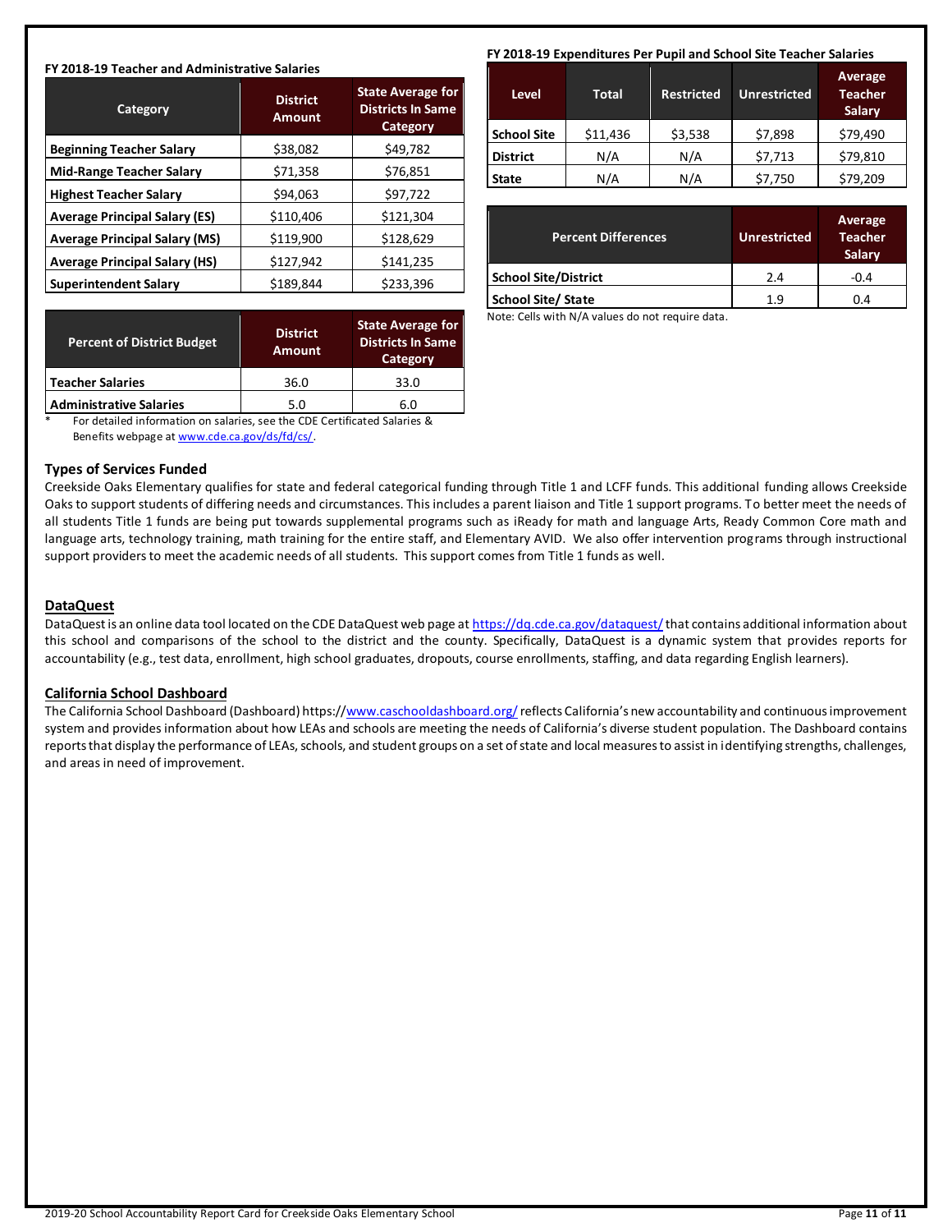**FY 2018-19 Teacher and Administrative Salaries**

| Category | District Amount | State Average for Districts In Same Category |
|---|---|---|
| Beginning Teacher Salary | $38,082 | $49,782 |
| Mid-Range Teacher Salary | $71,358 | $76,851 |
| Highest Teacher Salary | $94,063 | $97,722 |
| Average Principal Salary (ES) | $110,406 | $121,304 |
| Average Principal Salary (MS) | $119,900 | $128,629 |
| Average Principal Salary (HS) | $127,942 | $141,235 |
| Superintendent Salary | $189,844 | $233,396 |

| Percent of District Budget | District Amount | State Average for Districts In Same Category |
|---|---|---|
| Teacher Salaries | 36.0 | 33.0 |
| Administrative Salaries | 5.0 | 6.0 |

\* For detailed information on salaries, see the CDE Certificated Salaries & Benefits webpage at www.cde.ca.gov/ds/fd/cs/.

**FY 2018-19 Expenditures Per Pupil and School Site Teacher Salaries**

| Level | Total | Restricted | Unrestricted | Average Teacher Salary |
|---|---|---|---|---|
| School Site | $11,436 | $3,538 | $7,898 | $79,490 |
| District | N/A | N/A | $7,713 | $79,810 |
| State | N/A | N/A | $7,750 | $79,209 |

| Percent Differences | Unrestricted | Average Teacher Salary |
|---|---|---|
| School Site/District | 2.4 | -0.4 |
| School Site/ State | 1.9 | 0.4 |

Note: Cells with N/A values do not require data.

## Types of Services Funded

Creekside Oaks Elementary qualifies for state and federal categorical funding through Title 1 and LCFF funds. This additional funding allows Creekside Oaks to support students of differing needs and circumstances. This includes a parent liaison and Title 1 support programs. To better meet the needs of all students Title 1 funds are being put towards supplemental programs such as iReady for math and language Arts, Ready Common Core math and language arts, technology training, math training for the entire staff, and Elementary AVID. We also offer intervention programs through instructional support providers to meet the academic needs of all students. This support comes from Title 1 funds as well.

## DataQuest

DataQuest is an online data tool located on the CDE DataQuest web page at https://dq.cde.ca.gov/dataquest/ that contains additional information about this school and comparisons of the school to the district and the county. Specifically, DataQuest is a dynamic system that provides reports for accountability (e.g., test data, enrollment, high school graduates, dropouts, course enrollments, staffing, and data regarding English learners).

## California School Dashboard

The California School Dashboard (Dashboard) https://www.caschooldashboard.org/ reflects California's new accountability and continuous improvement system and provides information about how LEAs and schools are meeting the needs of California's diverse student population. The Dashboard contains reports that display the performance of LEAs, schools, and student groups on a set of state and local measures to assist in identifying strengths, challenges, and areas in need of improvement.